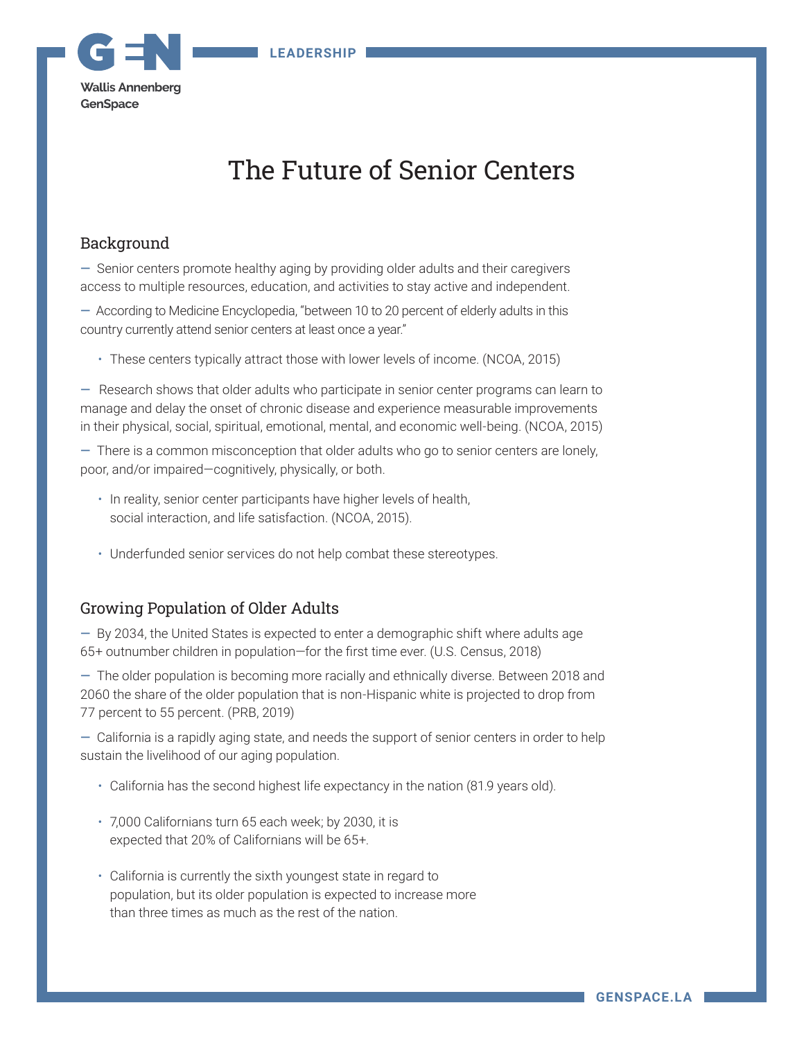# The Future of Senior Centers

## Background

— Senior centers promote healthy aging by providing older adults and their caregivers access to multiple resources, education, and activities to stay active and independent.

— According to Medicine Encyclopedia, "between 10 to 20 percent of elderly adults in this country currently attend senior centers at least once a year."

- These centers typically attract those with lower levels of income. (NCOA, 2015)

— Research shows that older adults who participate in senior center programs can learn to manage and delay the onset of chronic disease and experience measurable improvements in their physical, social, spiritual, emotional, mental, and economic well-being. (NCOA, 2015)

— There is a common misconception that older adults who go to senior centers are lonely, poor, and/or impaired—cognitively, physically, or both.

- In reality, senior center participants have higher levels of health, social interaction, and life satisfaction. (NCOA, 2015).
- Underfunded senior services do not help combat these stereotypes.

## Growing Population of Older Adults

— By 2034, the United States is expected to enter a demographic shift where adults age 65+ outnumber children in population—for the first time ever. (U.S. Census, 2018)

— The older population is becoming more racially and ethnically diverse. Between 2018 and 2060 the share of the older population that is non-Hispanic white is projected to drop from 77 percent to 55 percent. (PRB, 2019)

— California is a rapidly aging state, and needs the support of senior centers in order to help sustain the livelihood of our aging population.

- California has the second highest life expectancy in the nation (81.9 years old).
- 7,000 Californians turn 65 each week; by 2030, it is expected that 20% of Californians will be 65+.
- California is currently the sixth youngest state in regard to population, but its older population is expected to increase more than three times as much as the rest of the nation.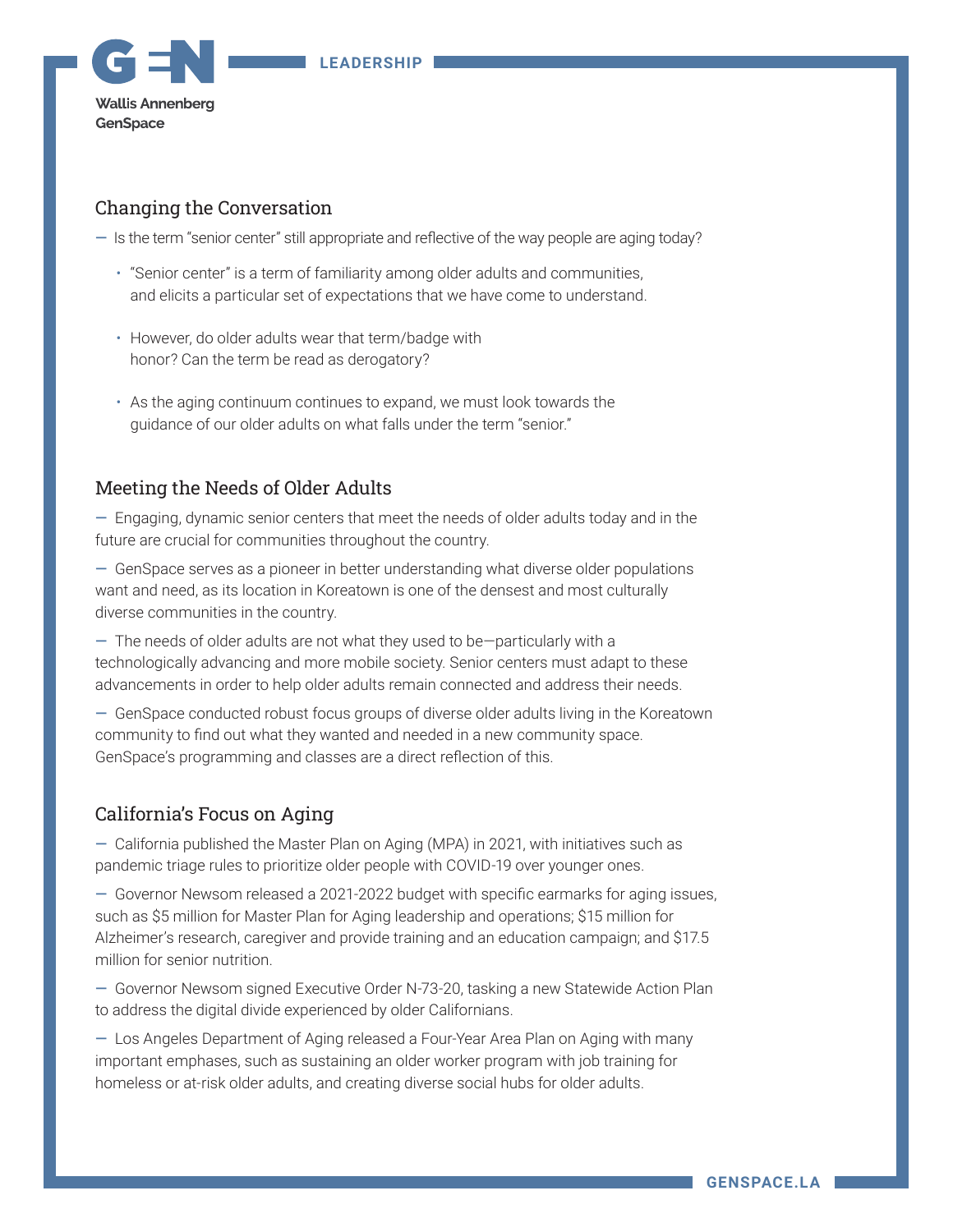## Changing the Conversation

— Is the term "senior center" still appropriate and reflective of the way people are aging today?

- "Senior center" is a term of familiarity among older adults and communities, and elicits a particular set of expectations that we have come to understand.
- However, do older adults wear that term/badge with honor? Can the term be read as derogatory?
- As the aging continuum continues to expand, we must look towards the guidance of our older adults on what falls under the term "senior."

## Meeting the Needs of Older Adults

— Engaging, dynamic senior centers that meet the needs of older adults today and in the future are crucial for communities throughout the country.

— GenSpace serves as a pioneer in better understanding what diverse older populations want and need, as its location in Koreatown is one of the densest and most culturally diverse communities in the country.

— The needs of older adults are not what they used to be—particularly with a technologically advancing and more mobile society. Senior centers must adapt to these advancements in order to help older adults remain connected and address their needs.

— GenSpace conducted robust focus groups of diverse older adults living in the Koreatown community to find out what they wanted and needed in a new community space. GenSpace's programming and classes are a direct reflection of this.

## California's Focus on Aging

— California published the Master Plan on Aging (MPA) in 2021, with initiatives such as pandemic triage rules to prioritize older people with COVID-19 over younger ones.

— Governor Newsom released a 2021-2022 budget with specific earmarks for aging issues, such as $5 million for Master Plan for Aging leadership and operations; $15 million for Alzheimer's research, caregiver and provide training and an education campaign; and $17.5 million for senior nutrition.

— Governor Newsom signed Executive Order N-73-20, tasking a new Statewide Action Plan to address the digital divide experienced by older Californians.

— Los Angeles Department of Aging released a Four-Year Area Plan on Aging with many important emphases, such as sustaining an older worker program with job training for homeless or at-risk older adults, and creating diverse social hubs for older adults.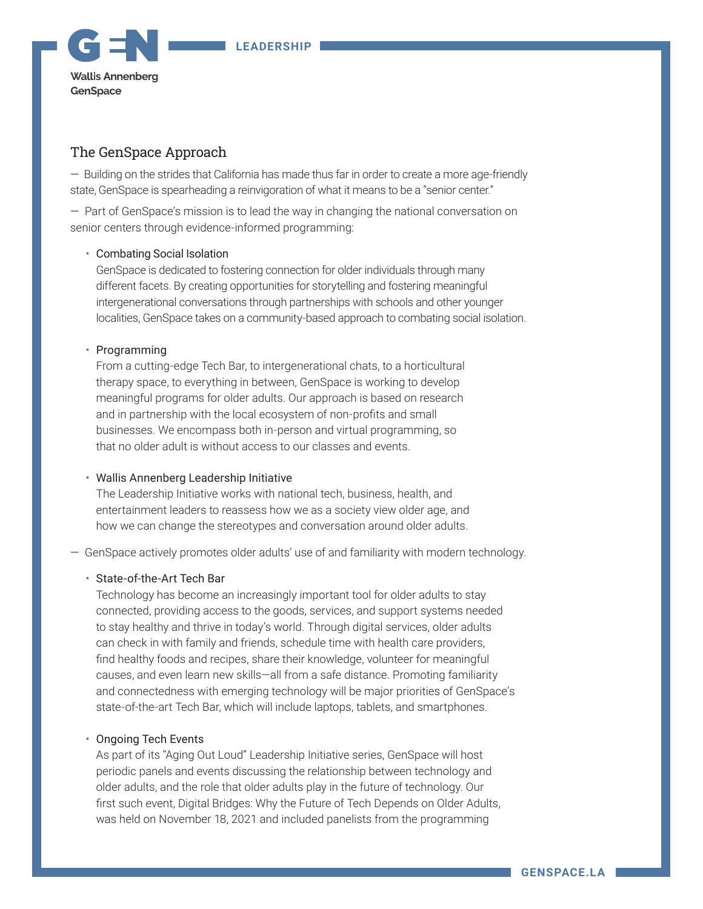## The GenSpace Approach

— Building on the strides that California has made thus far in order to create a more age-friendly state, GenSpace is spearheading a reinvigoration of what it means to be a "senior center."

— Part of GenSpace's mission is to lead the way in changing the national conversation on senior centers through evidence-informed programming:

- Combating Social Isolation
  GenSpace is dedicated to fostering connection for older individuals through many different facets. By creating opportunities for storytelling and fostering meaningful intergenerational conversations through partnerships with schools and other younger localities, GenSpace takes on a community-based approach to combating social isolation.

- Programming
  From a cutting-edge Tech Bar, to intergenerational chats, to a horticultural therapy space, to everything in between, GenSpace is working to develop meaningful programs for older adults. Our approach is based on research and in partnership with the local ecosystem of non-profits and small businesses. We encompass both in-person and virtual programming, so that no older adult is without access to our classes and events.

- Wallis Annenberg Leadership Initiative
  The Leadership Initiative works with national tech, business, health, and entertainment leaders to reassess how we as a society view older age, and how we can change the stereotypes and conversation around older adults.

— GenSpace actively promotes older adults' use of and familiarity with modern technology.

- State-of-the-Art Tech Bar
  Technology has become an increasingly important tool for older adults to stay connected, providing access to the goods, services, and support systems needed to stay healthy and thrive in today's world. Through digital services, older adults can check in with family and friends, schedule time with health care providers, find healthy foods and recipes, share their knowledge, volunteer for meaningful causes, and even learn new skills—all from a safe distance. Promoting familiarity and connectedness with emerging technology will be major priorities of GenSpace's state-of-the-art Tech Bar, which will include laptops, tablets, and smartphones.

- Ongoing Tech Events
  As part of its "Aging Out Loud" Leadership Initiative series, GenSpace will host periodic panels and events discussing the relationship between technology and older adults, and the role that older adults play in the future of technology. Our first such event, Digital Bridges: Why the Future of Tech Depends on Older Adults, was held on November 18, 2021 and included panelists from the programming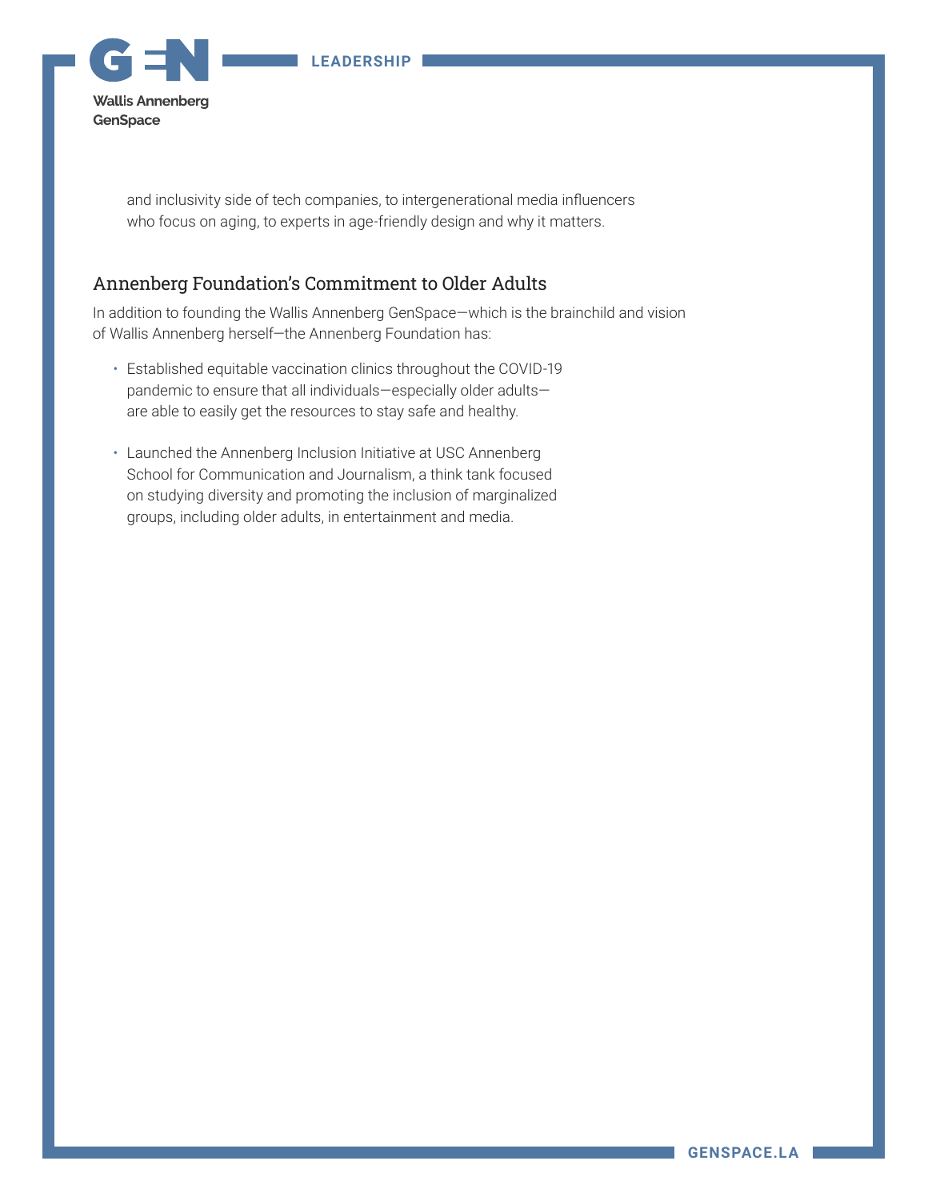and inclusivity side of tech companies, to intergenerational media influencers who focus on aging, to experts in age-friendly design and why it matters.

## Annenberg Foundation's Commitment to Older Adults

In addition to founding the Wallis Annenberg GenSpace—which is the brainchild and vision of Wallis Annenberg herself—the Annenberg Foundation has:

- Established equitable vaccination clinics throughout the COVID-19 pandemic to ensure that all individuals—especially older adults—are able to easily get the resources to stay safe and healthy.
- Launched the Annenberg Inclusion Initiative at USC Annenberg School for Communication and Journalism, a think tank focused on studying diversity and promoting the inclusion of marginalized groups, including older adults, in entertainment and media.